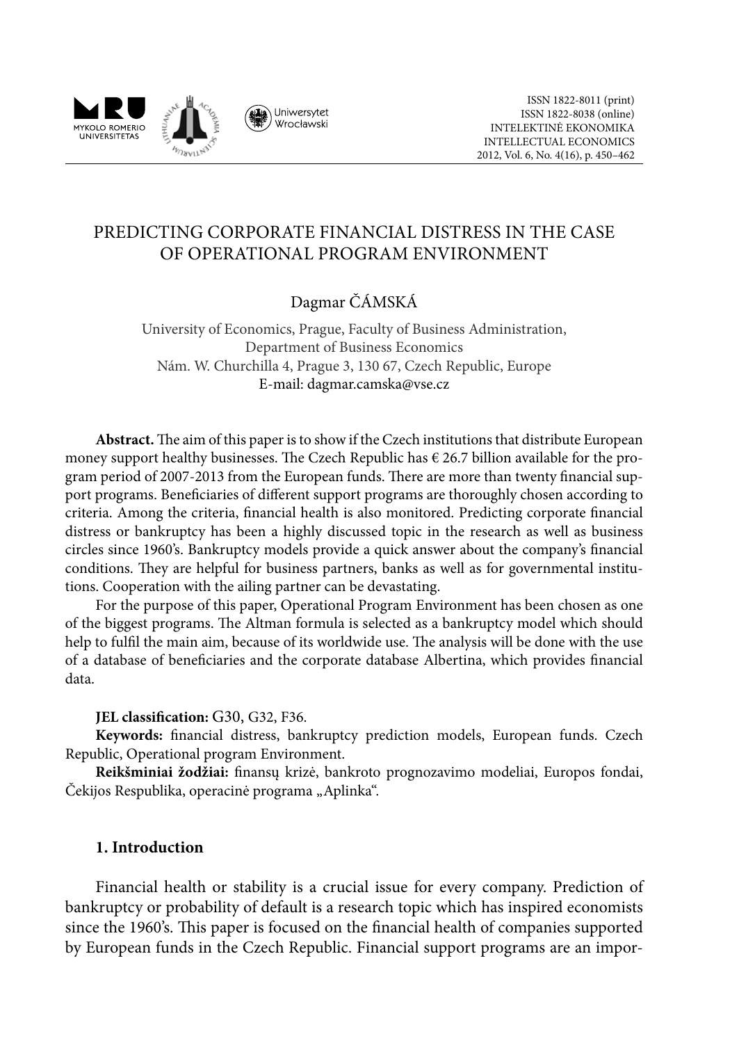# PREDICTING CORPORATE FINANCIAL DISTRESS IN THE CASE OF OPERATIONAL PROGRAM ENVIRONMENT

Dagmar ČÁMSKÁ

University of Economics, Prague, Faculty of Business Administration,
Department of Business Economics
Nám. W. Churchilla 4, Prague 3, 130 67, Czech Republic, Europe
E-mail: dagmar.camska@vse.cz

**Abstract.** The aim of this paper is to show if the Czech institutions that distribute European money support healthy businesses. The Czech Republic has € 26.7 billion available for the program period of 2007-2013 from the European funds. There are more than twenty financial support programs. Beneficiaries of different support programs are thoroughly chosen according to criteria. Among the criteria, financial health is also monitored. Predicting corporate financial distress or bankruptcy has been a highly discussed topic in the research as well as business circles since 1960's. Bankruptcy models provide a quick answer about the company's financial conditions. They are helpful for business partners, banks as well as for governmental institutions. Cooperation with the ailing partner can be devastating.

For the purpose of this paper, Operational Program Environment has been chosen as one of the biggest programs. The Altman formula is selected as a bankruptcy model which should help to fulfil the main aim, because of its worldwide use. The analysis will be done with the use of a database of beneficiaries and the corporate database Albertina, which provides financial data.

**JEL classification:** G30, G32, F36.

**Keywords:** financial distress, bankruptcy prediction models, European funds. Czech Republic, Operational program Environment.

**Reikšminiai žodžiai:** finansų krizė, bankroto prognozavimo modeliai, Europos fondai, Čekijos Respublika, operacinė programa „Aplinka".

## 1. Introduction

Financial health or stability is a crucial issue for every company. Prediction of bankruptcy or probability of default is a research topic which has inspired economists since the 1960's. This paper is focused on the financial health of companies supported by European funds in the Czech Republic. Financial support programs are an impor-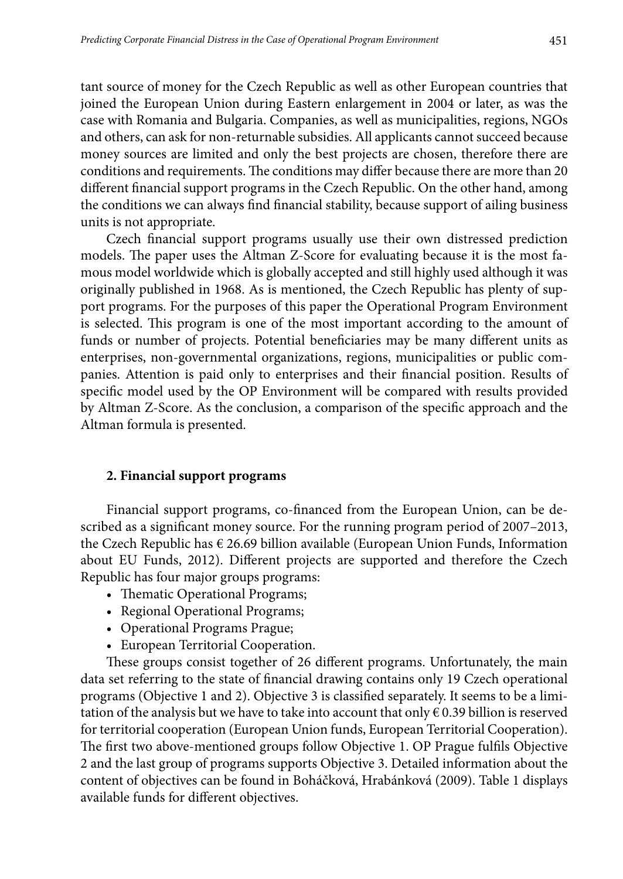tant source of money for the Czech Republic as well as other European countries that joined the European Union during Eastern enlargement in 2004 or later, as was the case with Romania and Bulgaria. Companies, as well as municipalities, regions, NGOs and others, can ask for non-returnable subsidies. All applicants cannot succeed because money sources are limited and only the best projects are chosen, therefore there are conditions and requirements. The conditions may differ because there are more than 20 different financial support programs in the Czech Republic. On the other hand, among the conditions we can always find financial stability, because support of ailing business units is not appropriate.

Czech financial support programs usually use their own distressed prediction models. The paper uses the Altman Z-Score for evaluating because it is the most famous model worldwide which is globally accepted and still highly used although it was originally published in 1968. As is mentioned, the Czech Republic has plenty of support programs. For the purposes of this paper the Operational Program Environment is selected. This program is one of the most important according to the amount of funds or number of projects. Potential beneficiaries may be many different units as enterprises, non-governmental organizations, regions, municipalities or public companies. Attention is paid only to enterprises and their financial position. Results of specific model used by the OP Environment will be compared with results provided by Altman Z-Score. As the conclusion, a comparison of the specific approach and the Altman formula is presented.

## 2. Financial support programs

Financial support programs, co-financed from the European Union, can be described as a significant money source. For the running program period of 2007–2013, the Czech Republic has € 26.69 billion available (European Union Funds, Information about EU Funds, 2012). Different projects are supported and therefore the Czech Republic has four major groups programs:

- Thematic Operational Programs;
- Regional Operational Programs;
- Operational Programs Prague;
- European Territorial Cooperation.

These groups consist together of 26 different programs. Unfortunately, the main data set referring to the state of financial drawing contains only 19 Czech operational programs (Objective 1 and 2). Objective 3 is classified separately. It seems to be a limitation of the analysis but we have to take into account that only € 0.39 billion is reserved for territorial cooperation (European Union funds, European Territorial Cooperation). The first two above-mentioned groups follow Objective 1. OP Prague fulfils Objective 2 and the last group of programs supports Objective 3. Detailed information about the content of objectives can be found in Boháčková, Hrabánková (2009). Table 1 displays available funds for different objectives.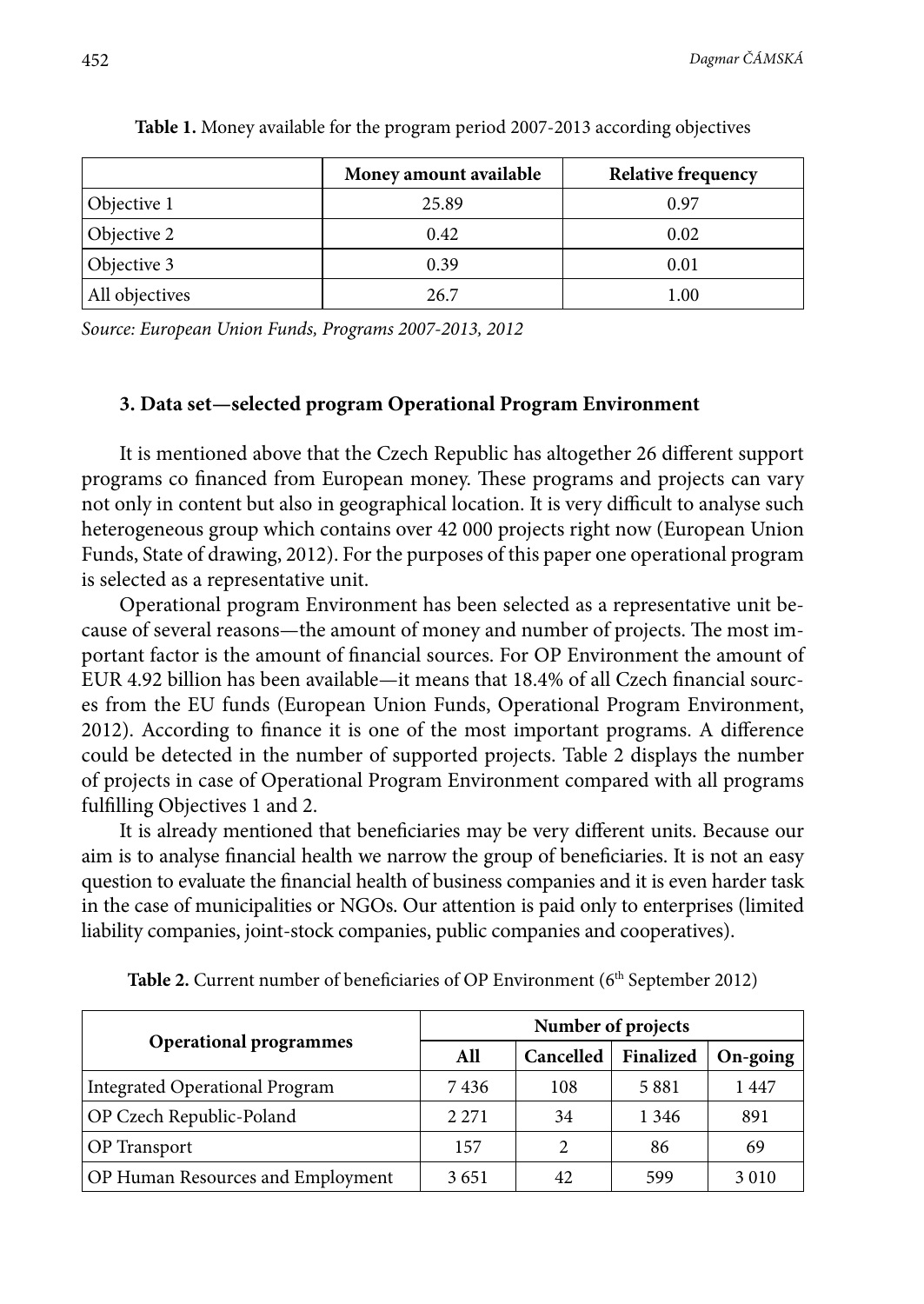**Table 1.** Money available for the program period 2007-2013 according objectives

| | Money amount available | Relative frequency |
|---|---|---|
| Objective 1 | 25.89 | 0.97 |
| Objective 2 | 0.42 | 0.02 |
| Objective 3 | 0.39 | 0.01 |
| All objectives | 26.7 | 1.00 |

*Source: European Union Funds, Programs 2007-2013, 2012*

### 3. Data set—selected program Operational Program Environment

It is mentioned above that the Czech Republic has altogether 26 different support programs co financed from European money. These programs and projects can vary not only in content but also in geographical location. It is very difficult to analyse such heterogeneous group which contains over 42 000 projects right now (European Union Funds, State of drawing, 2012). For the purposes of this paper one operational program is selected as a representative unit.

Operational program Environment has been selected as a representative unit because of several reasons—the amount of money and number of projects. The most important factor is the amount of financial sources. For OP Environment the amount of EUR 4.92 billion has been available—it means that 18.4% of all Czech financial sources from the EU funds (European Union Funds, Operational Program Environment, 2012). According to finance it is one of the most important programs. A difference could be detected in the number of supported projects. Table 2 displays the number of projects in case of Operational Program Environment compared with all programs fulfilling Objectives 1 and 2.

It is already mentioned that beneficiaries may be very different units. Because our aim is to analyse financial health we narrow the group of beneficiaries. It is not an easy question to evaluate the financial health of business companies and it is even harder task in the case of municipalities or NGOs. Our attention is paid only to enterprises (limited liability companies, joint-stock companies, public companies and cooperatives).

**Table 2.** Current number of beneficiaries of OP Environment (6th September 2012)

| Operational programmes | Number of projects | | | |
|---|---|---|---|---|
| | All | Cancelled | Finalized | On-going |
| Integrated Operational Program | 7 436 | 108 | 5 881 | 1 447 |
| OP Czech Republic-Poland | 2 271 | 34 | 1 346 | 891 |
| OP Transport | 157 | 2 | 86 | 69 |
| OP Human Resources and Employment | 3 651 | 42 | 599 | 3 010 |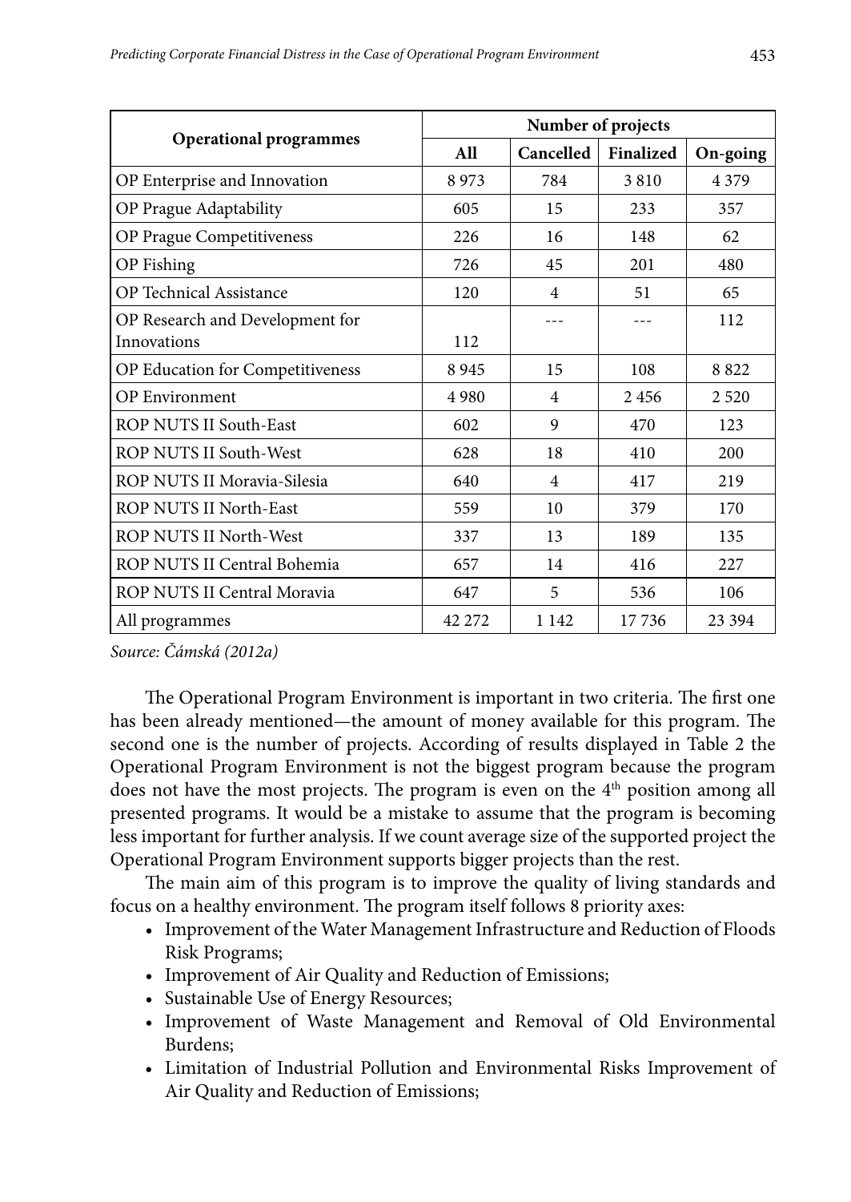| Operational programmes | Number of projects | | | |
|---|---|---|---|---|
| | All | Cancelled | Finalized | On-going |
| OP Enterprise and Innovation | 8 973 | 784 | 3 810 | 4 379 |
| OP Prague Adaptability | 605 | 15 | 233 | 357 |
| OP Prague Competitiveness | 226 | 16 | 148 | 62 |
| OP Fishing | 726 | 45 | 201 | 480 |
| OP Technical Assistance | 120 | 4 | 51 | 65 |
| OP Research and Development for Innovations | 112 | --- | --- | 112 |
| OP Education for Competitiveness | 8 945 | 15 | 108 | 8 822 |
| OP Environment | 4 980 | 4 | 2 456 | 2 520 |
| ROP NUTS II South-East | 602 | 9 | 470 | 123 |
| ROP NUTS II South-West | 628 | 18 | 410 | 200 |
| ROP NUTS II Moravia-Silesia | 640 | 4 | 417 | 219 |
| ROP NUTS II North-East | 559 | 10 | 379 | 170 |
| ROP NUTS II North-West | 337 | 13 | 189 | 135 |
| ROP NUTS II Central Bohemia | 657 | 14 | 416 | 227 |
| ROP NUTS II Central Moravia | 647 | 5 | 536 | 106 |
| All programmes | 42 272 | 1 142 | 17 736 | 23 394 |

*Source: Čámská (2012a)*

The Operational Program Environment is important in two criteria. The first one has been already mentioned—the amount of money available for this program. The second one is the number of projects. According of results displayed in Table 2 the Operational Program Environment is not the biggest program because the program does not have the most projects. The program is even on the 4th position among all presented programs. It would be a mistake to assume that the program is becoming less important for further analysis. If we count average size of the supported project the Operational Program Environment supports bigger projects than the rest.

The main aim of this program is to improve the quality of living standards and focus on a healthy environment. The program itself follows 8 priority axes:

- Improvement of the Water Management Infrastructure and Reduction of Floods Risk Programs;
- Improvement of Air Quality and Reduction of Emissions;
- Sustainable Use of Energy Resources;
- Improvement of Waste Management and Removal of Old Environmental Burdens;
- Limitation of Industrial Pollution and Environmental Risks Improvement of Air Quality and Reduction of Emissions;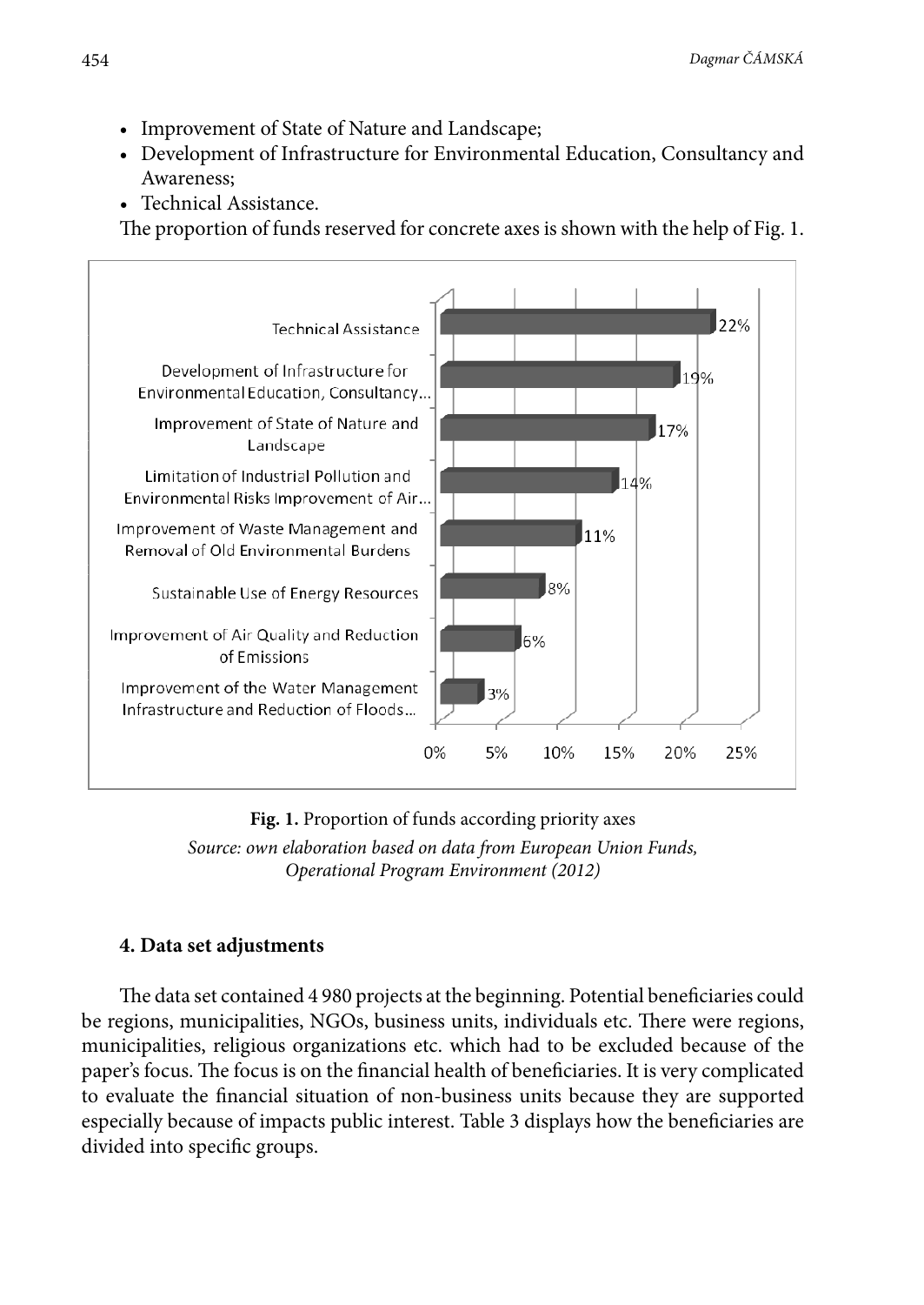- Improvement of State of Nature and Landscape;
- Development of Infrastructure for Environmental Education, Consultancy and Awareness;
- Technical Assistance.

The proportion of funds reserved for concrete axes is shown with the help of Fig. 1.

| Priority axis | Proportion |
|---|---|
| Technical Assistance | 22% |
| Development of Infrastructure for Environmental Education, Consultancy... | 19% |
| Improvement of State of Nature and Landscape | 17% |
| Limitation of Industrial Pollution and Environmental Risks Improvement of Air... | 14% |
| Improvement of Waste Management and Removal of Old Environmental Burdens | 11% |
| Sustainable Use of Energy Resources | 8% |
| Improvement of Air Quality and Reduction of Emissions | 6% |
| Improvement of the Water Management Infrastructure and Reduction of Floods... | 3% |

**Fig. 1.** Proportion of funds according priority axes
*Source: own elaboration based on data from European Union Funds, Operational Program Environment (2012)*

### 4. Data set adjustments

The data set contained 4 980 projects at the beginning. Potential beneficiaries could be regions, municipalities, NGOs, business units, individuals etc. There were regions, municipalities, religious organizations etc. which had to be excluded because of the paper's focus. The focus is on the financial health of beneficiaries. It is very complicated to evaluate the financial situation of non-business units because they are supported especially because of impacts public interest. Table 3 displays how the beneficiaries are divided into specific groups.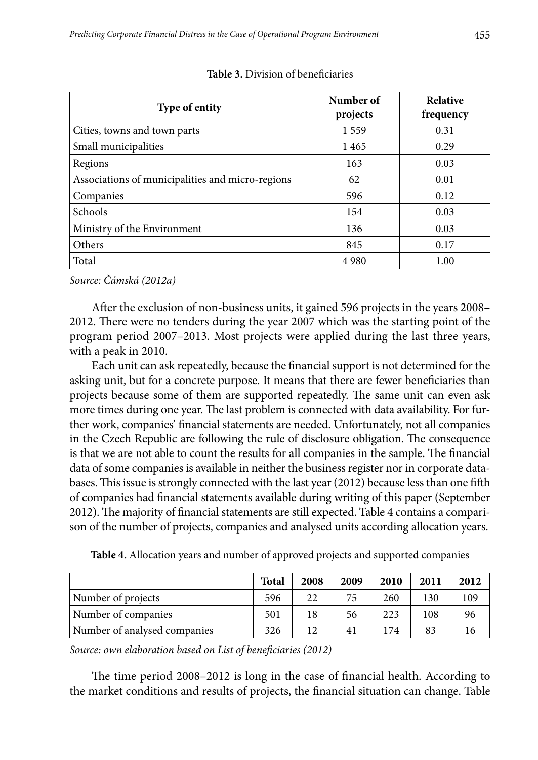**Table 3.** Division of beneficiaries

| Type of entity | Number of projects | Relative frequency |
|---|---|---|
| Cities, towns and town parts | 1 559 | 0.31 |
| Small municipalities | 1 465 | 0.29 |
| Regions | 163 | 0.03 |
| Associations of municipalities and micro-regions | 62 | 0.01 |
| Companies | 596 | 0.12 |
| Schools | 154 | 0.03 |
| Ministry of the Environment | 136 | 0.03 |
| Others | 845 | 0.17 |
| Total | 4 980 | 1.00 |

*Source: Čámská (2012a)*

After the exclusion of non-business units, it gained 596 projects in the years 2008–2012. There were no tenders during the year 2007 which was the starting point of the program period 2007–2013. Most projects were applied during the last three years, with a peak in 2010.

Each unit can ask repeatedly, because the financial support is not determined for the asking unit, but for a concrete purpose. It means that there are fewer beneficiaries than projects because some of them are supported repeatedly. The same unit can even ask more times during one year. The last problem is connected with data availability. For further work, companies' financial statements are needed. Unfortunately, not all companies in the Czech Republic are following the rule of disclosure obligation. The consequence is that we are not able to count the results for all companies in the sample. The financial data of some companies is available in neither the business register nor in corporate databases. This issue is strongly connected with the last year (2012) because less than one fifth of companies had financial statements available during writing of this paper (September 2012). The majority of financial statements are still expected. Table 4 contains a comparison of the number of projects, companies and analysed units according allocation years.

**Table 4.** Allocation years and number of approved projects and supported companies

| | **Total** | **2008** | **2009** | **2010** | **2011** | **2012** |
|---|---|---|---|---|---|---|
| Number of projects | 596 | 22 | 75 | 260 | 130 | 109 |
| Number of companies | 501 | 18 | 56 | 223 | 108 | 96 |
| Number of analysed companies | 326 | 12 | 41 | 174 | 83 | 16 |

*Source: own elaboration based on List of beneficiaries (2012)*

The time period 2008–2012 is long in the case of financial health. According to the market conditions and results of projects, the financial situation can change. Table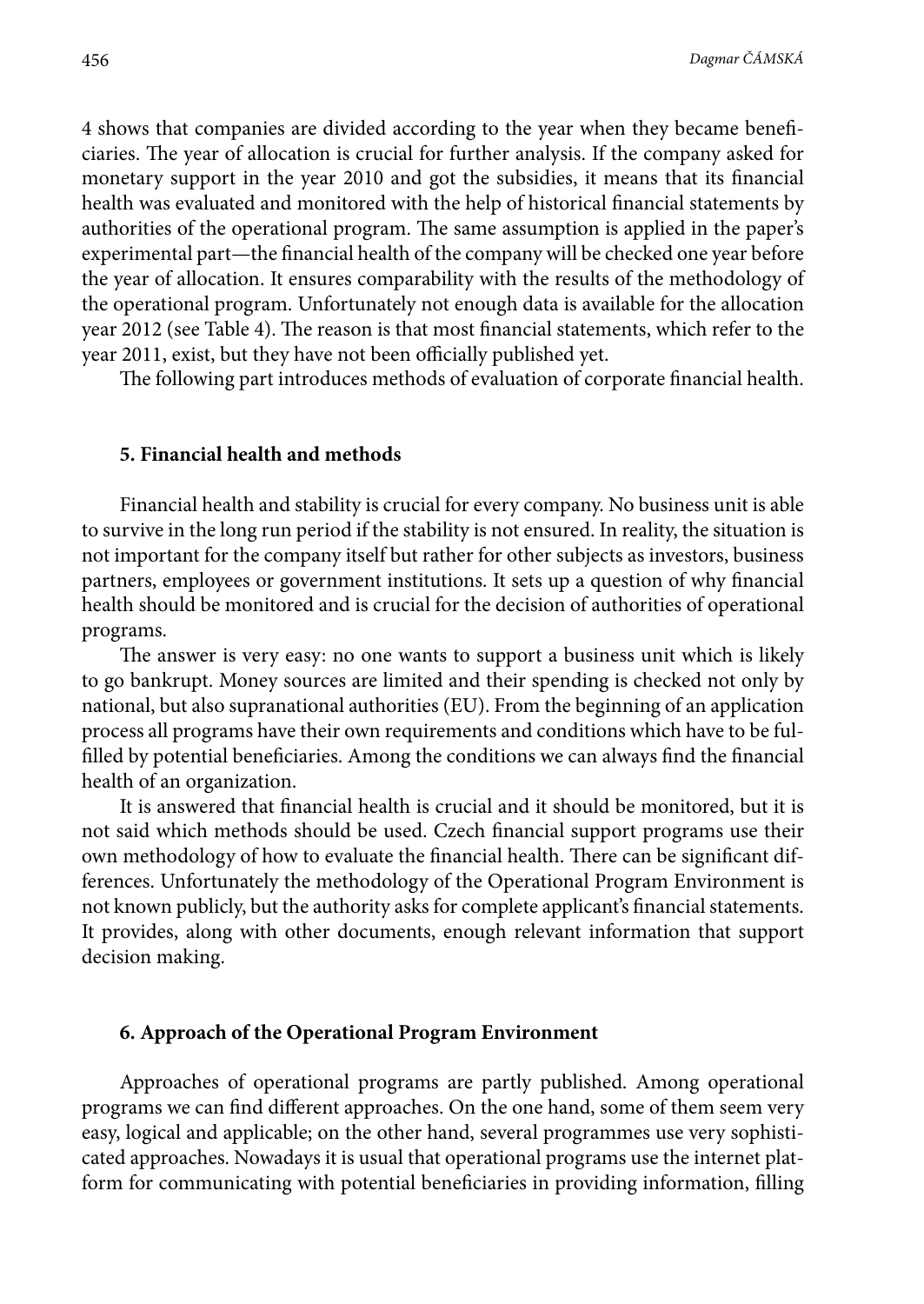4 shows that companies are divided according to the year when they became beneficiaries. The year of allocation is crucial for further analysis. If the company asked for monetary support in the year 2010 and got the subsidies, it means that its financial health was evaluated and monitored with the help of historical financial statements by authorities of the operational program. The same assumption is applied in the paper's experimental part—the financial health of the company will be checked one year before the year of allocation. It ensures comparability with the results of the methodology of the operational program. Unfortunately not enough data is available for the allocation year 2012 (see Table 4). The reason is that most financial statements, which refer to the year 2011, exist, but they have not been officially published yet.

The following part introduces methods of evaluation of corporate financial health.

## 5. Financial health and methods

Financial health and stability is crucial for every company. No business unit is able to survive in the long run period if the stability is not ensured. In reality, the situation is not important for the company itself but rather for other subjects as investors, business partners, employees or government institutions. It sets up a question of why financial health should be monitored and is crucial for the decision of authorities of operational programs.

The answer is very easy: no one wants to support a business unit which is likely to go bankrupt. Money sources are limited and their spending is checked not only by national, but also supranational authorities (EU). From the beginning of an application process all programs have their own requirements and conditions which have to be fulfilled by potential beneficiaries. Among the conditions we can always find the financial health of an organization.

It is answered that financial health is crucial and it should be monitored, but it is not said which methods should be used. Czech financial support programs use their own methodology of how to evaluate the financial health. There can be significant differences. Unfortunately the methodology of the Operational Program Environment is not known publicly, but the authority asks for complete applicant's financial statements. It provides, along with other documents, enough relevant information that support decision making.

## 6. Approach of the Operational Program Environment

Approaches of operational programs are partly published. Among operational programs we can find different approaches. On the one hand, some of them seem very easy, logical and applicable; on the other hand, several programmes use very sophisticated approaches. Nowadays it is usual that operational programs use the internet platform for communicating with potential beneficiaries in providing information, filling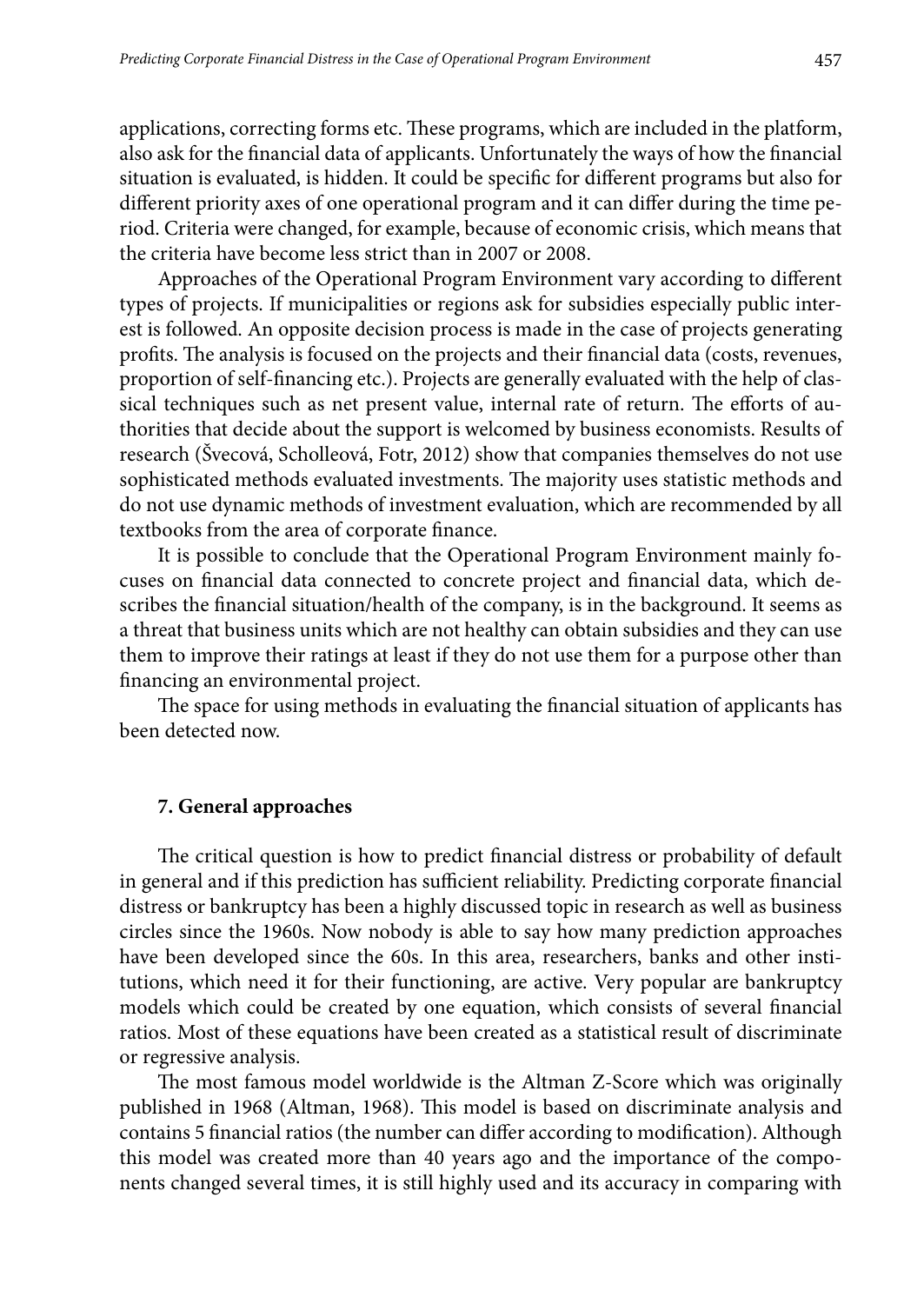applications, correcting forms etc. These programs, which are included in the platform, also ask for the financial data of applicants. Unfortunately the ways of how the financial situation is evaluated, is hidden. It could be specific for different programs but also for different priority axes of one operational program and it can differ during the time period. Criteria were changed, for example, because of economic crisis, which means that the criteria have become less strict than in 2007 or 2008.

Approaches of the Operational Program Environment vary according to different types of projects. If municipalities or regions ask for subsidies especially public interest is followed. An opposite decision process is made in the case of projects generating profits. The analysis is focused on the projects and their financial data (costs, revenues, proportion of self-financing etc.). Projects are generally evaluated with the help of classical techniques such as net present value, internal rate of return. The efforts of authorities that decide about the support is welcomed by business economists. Results of research (Švecová, Scholleová, Fotr, 2012) show that companies themselves do not use sophisticated methods evaluated investments. The majority uses statistic methods and do not use dynamic methods of investment evaluation, which are recommended by all textbooks from the area of corporate finance.

It is possible to conclude that the Operational Program Environment mainly focuses on financial data connected to concrete project and financial data, which describes the financial situation/health of the company, is in the background. It seems as a threat that business units which are not healthy can obtain subsidies and they can use them to improve their ratings at least if they do not use them for a purpose other than financing an environmental project.

The space for using methods in evaluating the financial situation of applicants has been detected now.

## 7. General approaches

The critical question is how to predict financial distress or probability of default in general and if this prediction has sufficient reliability. Predicting corporate financial distress or bankruptcy has been a highly discussed topic in research as well as business circles since the 1960s. Now nobody is able to say how many prediction approaches have been developed since the 60s. In this area, researchers, banks and other institutions, which need it for their functioning, are active. Very popular are bankruptcy models which could be created by one equation, which consists of several financial ratios. Most of these equations have been created as a statistical result of discriminate or regressive analysis.

The most famous model worldwide is the Altman Z-Score which was originally published in 1968 (Altman, 1968). This model is based on discriminate analysis and contains 5 financial ratios (the number can differ according to modification). Although this model was created more than 40 years ago and the importance of the components changed several times, it is still highly used and its accuracy in comparing with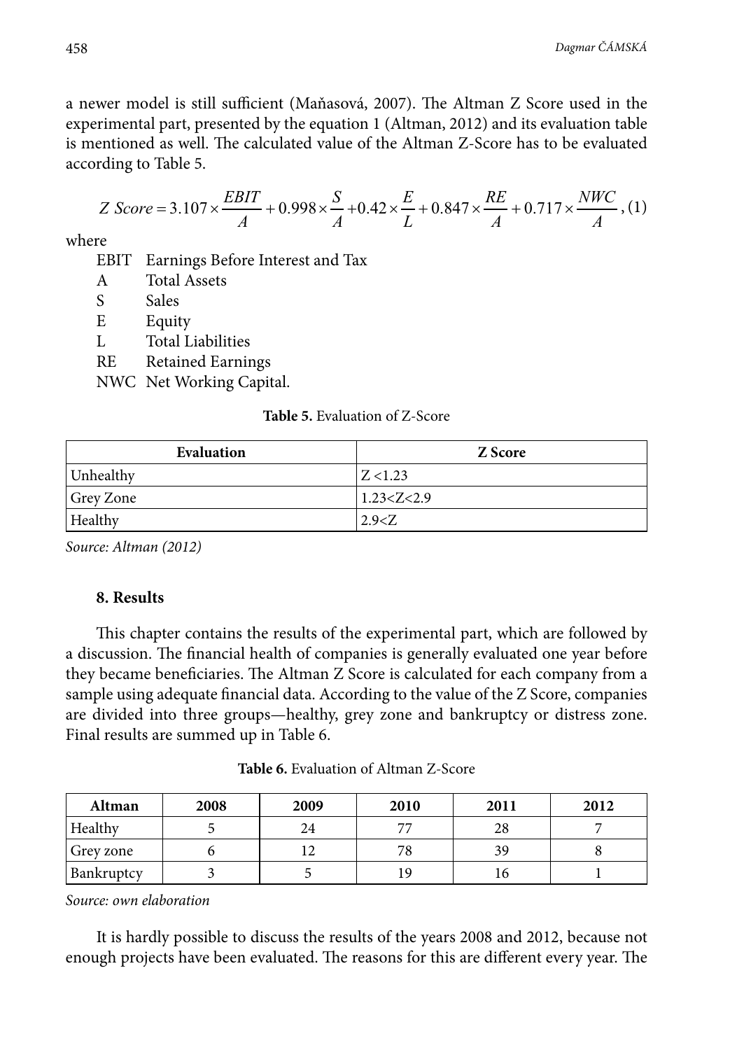a newer model is still sufficient (Maňasová, 2007). The Altman Z Score used in the experimental part, presented by the equation 1 (Altman, 2012) and its evaluation table is mentioned as well. The calculated value of the Altman Z-Score has to be evaluated according to Table 5.

$$Z\ Score = 3.107 \times \frac{EBIT}{A} + 0.998 \times \frac{S}{A} + 0.42 \times \frac{E}{L} + 0.847 \times \frac{RE}{A} + 0.717 \times \frac{NWC}{A}, \quad (1)$$

where

- EBIT Earnings Before Interest and Tax
- A Total Assets
- S Sales
- E Equity
- L Total Liabilities
- RE Retained Earnings
- NWC Net Working Capital.

**Table 5.** Evaluation of Z-Score

| Evaluation | Z Score |
|---|---|
| Unhealthy | $Z < 1.23$ |
| Grey Zone | $1.23 < Z < 2.9$ |
| Healthy | $2.9 < Z$ |

*Source: Altman (2012)*

### 8. Results

This chapter contains the results of the experimental part, which are followed by a discussion. The financial health of companies is generally evaluated one year before they became beneficiaries. The Altman Z Score is calculated for each company from a sample using adequate financial data. According to the value of the Z Score, companies are divided into three groups—healthy, grey zone and bankruptcy or distress zone. Final results are summed up in Table 6.

**Table 6.** Evaluation of Altman Z-Score

| Altman | 2008 | 2009 | 2010 | 2011 | 2012 |
|---|---|---|---|---|---|
| Healthy | 5 | 24 | 77 | 28 | 7 |
| Grey zone | 6 | 12 | 78 | 39 | 8 |
| Bankruptcy | 3 | 5 | 19 | 16 | 1 |

*Source: own elaboration*

It is hardly possible to discuss the results of the years 2008 and 2012, because not enough projects have been evaluated. The reasons for this are different every year. The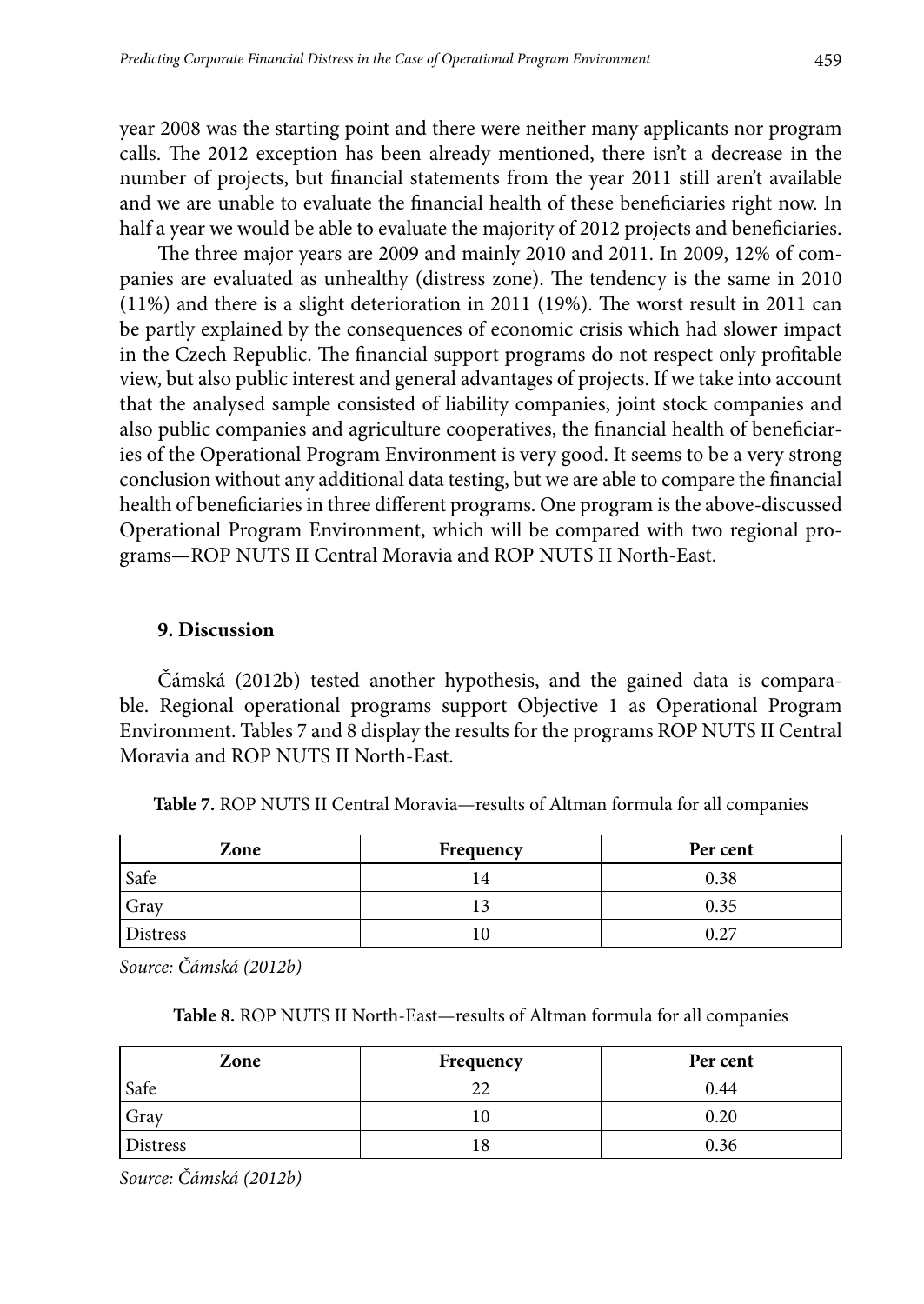year 2008 was the starting point and there were neither many applicants nor program calls. The 2012 exception has been already mentioned, there isn't a decrease in the number of projects, but financial statements from the year 2011 still aren't available and we are unable to evaluate the financial health of these beneficiaries right now. In half a year we would be able to evaluate the majority of 2012 projects and beneficiaries.

The three major years are 2009 and mainly 2010 and 2011. In 2009, 12% of companies are evaluated as unhealthy (distress zone). The tendency is the same in 2010 (11%) and there is a slight deterioration in 2011 (19%). The worst result in 2011 can be partly explained by the consequences of economic crisis which had slower impact in the Czech Republic. The financial support programs do not respect only profitable view, but also public interest and general advantages of projects. If we take into account that the analysed sample consisted of liability companies, joint stock companies and also public companies and agriculture cooperatives, the financial health of beneficiaries of the Operational Program Environment is very good. It seems to be a very strong conclusion without any additional data testing, but we are able to compare the financial health of beneficiaries in three different programs. One program is the above-discussed Operational Program Environment, which will be compared with two regional programs—ROP NUTS II Central Moravia and ROP NUTS II North-East.

## 9. Discussion

Čámská (2012b) tested another hypothesis, and the gained data is comparable. Regional operational programs support Objective 1 as Operational Program Environment. Tables 7 and 8 display the results for the programs ROP NUTS II Central Moravia and ROP NUTS II North-East.

**Table 7.** ROP NUTS II Central Moravia—results of Altman formula for all companies

| Zone | Frequency | Per cent |
|---|---|---|
| Safe | 14 | 0.38 |
| Gray | 13 | 0.35 |
| Distress | 10 | 0.27 |

*Source: Čámská (2012b)*

**Table 8.** ROP NUTS II North-East—results of Altman formula for all companies

| Zone | Frequency | Per cent |
|---|---|---|
| Safe | 22 | 0.44 |
| Gray | 10 | 0.20 |
| Distress | 18 | 0.36 |

*Source: Čámská (2012b)*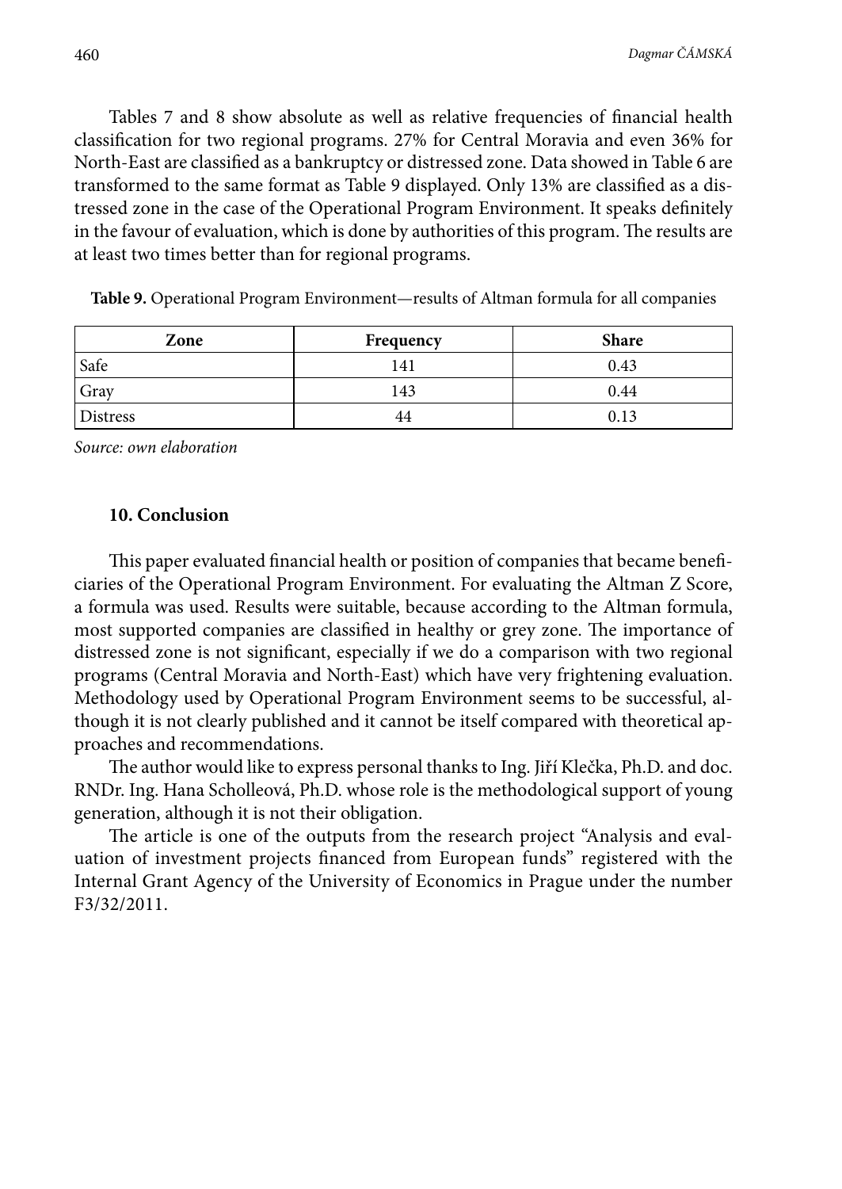Tables 7 and 8 show absolute as well as relative frequencies of financial health classification for two regional programs. 27% for Central Moravia and even 36% for North-East are classified as a bankruptcy or distressed zone. Data showed in Table 6 are transformed to the same format as Table 9 displayed. Only 13% are classified as a distressed zone in the case of the Operational Program Environment. It speaks definitely in the favour of evaluation, which is done by authorities of this program. The results are at least two times better than for regional programs.

**Table 9.** Operational Program Environment—results of Altman formula for all companies

| Zone | Frequency | Share |
|---|---|---|
| Safe | 141 | 0.43 |
| Gray | 143 | 0.44 |
| Distress | 44 | 0.13 |

*Source: own elaboration*

## 10. Conclusion

This paper evaluated financial health or position of companies that became beneficiaries of the Operational Program Environment. For evaluating the Altman Z Score, a formula was used. Results were suitable, because according to the Altman formula, most supported companies are classified in healthy or grey zone. The importance of distressed zone is not significant, especially if we do a comparison with two regional programs (Central Moravia and North-East) which have very frightening evaluation. Methodology used by Operational Program Environment seems to be successful, although it is not clearly published and it cannot be itself compared with theoretical approaches and recommendations.

The author would like to express personal thanks to Ing. Jiří Klečka, Ph.D. and doc. RNDr. Ing. Hana Scholleová, Ph.D. whose role is the methodological support of young generation, although it is not their obligation.

The article is one of the outputs from the research project "Analysis and evaluation of investment projects financed from European funds" registered with the Internal Grant Agency of the University of Economics in Prague under the number F3/32/2011.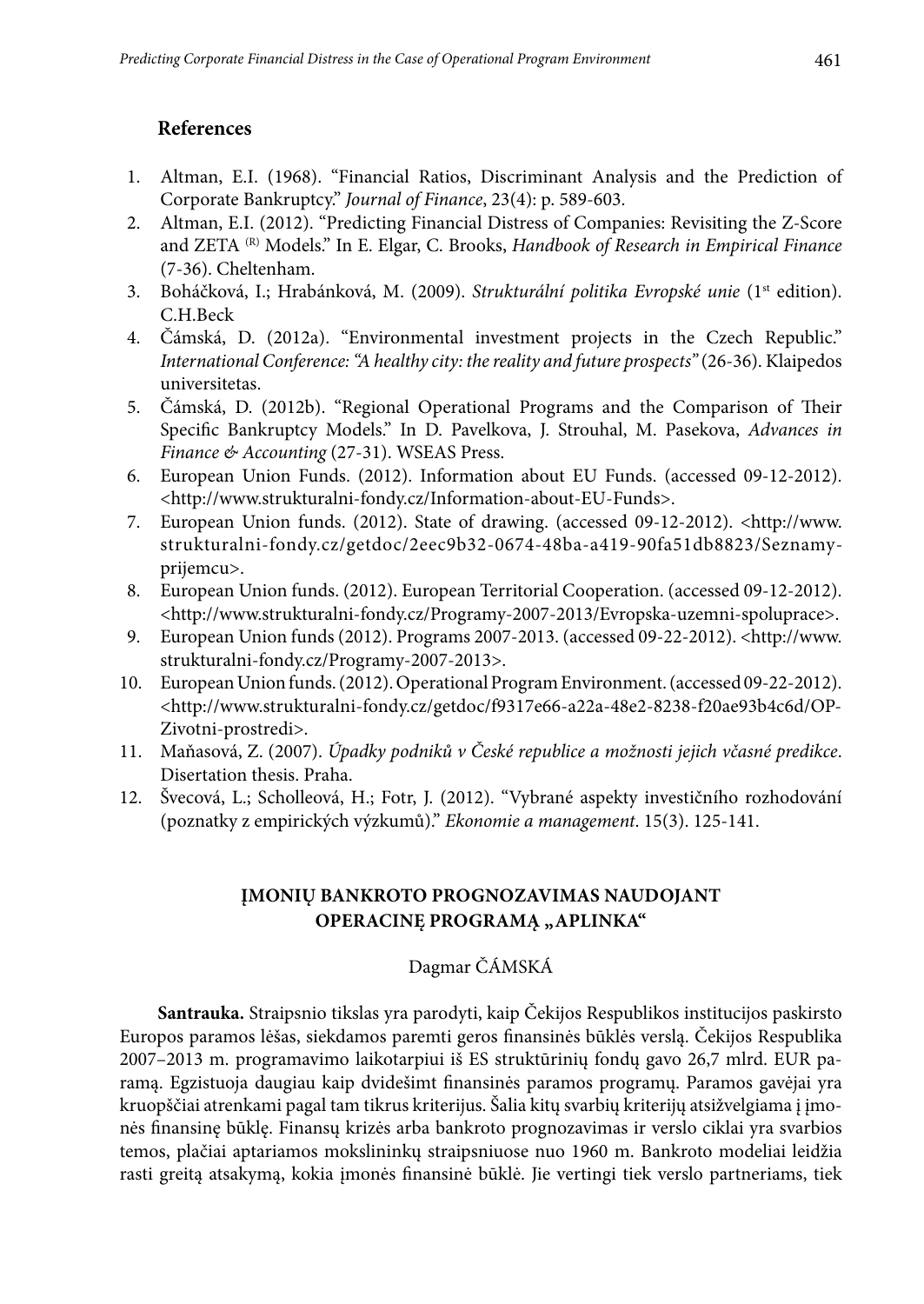## References

1. Altman, E.I. (1968). "Financial Ratios, Discriminant Analysis and the Prediction of Corporate Bankruptcy." *Journal of Finance*, 23(4): p. 589-603.
2. Altman, E.I. (2012). "Predicting Financial Distress of Companies: Revisiting the Z-Score and ZETA (R) Models." In E. Elgar, C. Brooks, *Handbook of Research in Empirical Finance* (7-36). Cheltenham.
3. Boháčková, I.; Hrabánková, M. (2009). *Strukturální politika Evropské unie* (1st edition). C.H.Beck
4. Čámská, D. (2012a). "Environmental investment projects in the Czech Republic." *International Conference: "A healthy city: the reality and future prospects"* (26-36). Klaipedos universitetas.
5. Čámská, D. (2012b). "Regional Operational Programs and the Comparison of Their Specific Bankruptcy Models." In D. Pavelkova, J. Strouhal, M. Pasekova, *Advances in Finance & Accounting* (27-31). WSEAS Press.
6. European Union Funds. (2012). Information about EU Funds. (accessed 09-12-2012). <http://www.strukturalni-fondy.cz/Information-about-EU-Funds>.
7. European Union funds. (2012). State of drawing. (accessed 09-12-2012). <http://www.strukturalni-fondy.cz/getdoc/2eec9b32-0674-48ba-a419-90fa51db8823/Seznamy-prijemcu>.
8. European Union funds. (2012). European Territorial Cooperation. (accessed 09-12-2012). <http://www.strukturalni-fondy.cz/Programy-2007-2013/Evropska-uzemni-spoluprace>.
9. European Union funds (2012). Programs 2007-2013. (accessed 09-22-2012). <http://www.strukturalni-fondy.cz/Programy-2007-2013>.
10. European Union funds. (2012). Operational Program Environment. (accessed 09-22-2012). <http://www.strukturalni-fondy.cz/getdoc/f9317e66-a22a-48e2-8238-f20ae93b4c6d/OP-Zivotni-prostredi>.
11. Maňasová, Z. (2007). *Úpadky podniků v České republice a možnosti jejich včasné predikce*. Disertation thesis. Praha.
12. Švecová, L.; Scholleová, H.; Fotr, J. (2012). "Vybrané aspekty investičního rozhodování (poznatky z empirických výzkumů)." *Ekonomie a management*. 15(3). 125-141.

## ĮMONIŲ BANKROTO PROGNOZAVIMAS NAUDOJANT OPERACINĘ PROGRAMĄ „APLINKA"

Dagmar ČÁMSKÁ

**Santrauka.** Straipsnio tikslas yra parodyti, kaip Čekijos Respublikos institucijos paskirsto Europos paramos lėšas, siekdamos paremti geros finansinės būklės verslą. Čekijos Respublika 2007–2013 m. programavimo laikotarpiui iš ES struktūrinių fondų gavo 26,7 mlrd. EUR paramą. Egzistuoja daugiau kaip dvidešimt finansinės paramos programų. Paramos gavėjai yra kruopščiai atrenkami pagal tam tikrus kriterijus. Šalia kitų svarbių kriterijų atsižvelgiama į įmonės finansinę būklę. Finansų krizės arba bankroto prognozavimas ir verslo ciklai yra svarbios temos, plačiai aptariamos mokslininkų straipsniuose nuo 1960 m. Bankroto modeliai leidžia rasti greitą atsakymą, kokia įmonės finansinė būklė. Jie vertingi tiek verslo partneriams, tiek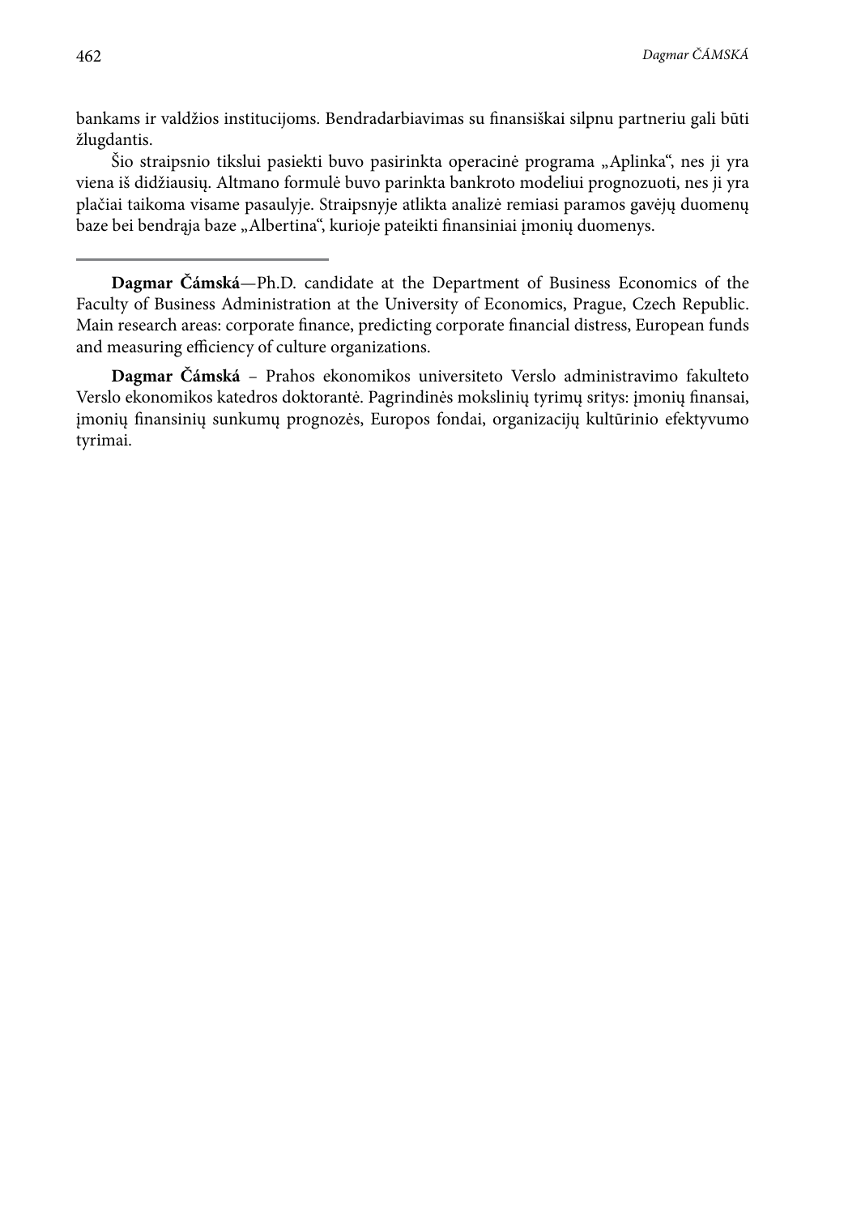bankams ir valdžios institucijoms. Bendradarbiavimas su finansiškai silpnu partneriu gali būti žlugdantis.

Šio straipsnio tikslui pasiekti buvo pasirinkta operacinė programa „Aplinka", nes ji yra viena iš didžiausių. Altmano formulė buvo parinkta bankroto modeliui prognozuoti, nes ji yra plačiai taikoma visame pasaulyje. Straipsnyje atlikta analizė remiasi paramos gavėjų duomenų baze bei bendrąja baze „Albertina", kurioje pateikti finansiniai įmonių duomenys.

---

**Dagmar Čámská**—Ph.D. candidate at the Department of Business Economics of the Faculty of Business Administration at the University of Economics, Prague, Czech Republic. Main research areas: corporate finance, predicting corporate financial distress, European funds and measuring efficiency of culture organizations.

**Dagmar Čámská** – Prahos ekonomikos universiteto Verslo administravimo fakulteto Verslo ekonomikos katedros doktorantė. Pagrindinės mokslinių tyrimų sritys: įmonių finansai, įmonių finansinių sunkumų prognozės, Europos fondai, organizacijų kultūrinio efektyvumo tyrimai.